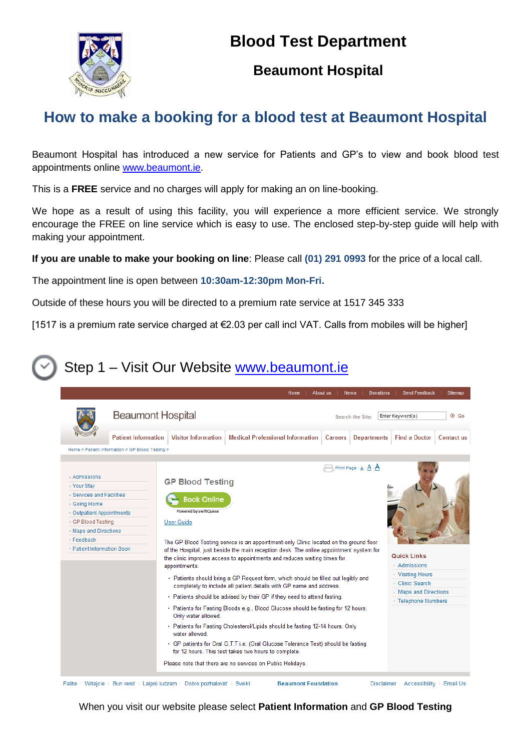# Blood Test Department

## Beaumont Hospital

## How to make a booking for a blood test at Beaumont Hospital

Beaumont Hospital has introduced a new service for Patients and GP's to view and book blood test appointments online [www.beaumont.ie](http://www.beaumont.ie).

This is a **FREE** service and no charges will apply for making an on line-booking.

We hope as a result of using this facility, you will experience a more efficient service. We strongly encourage the FREE on line service which is easy to use. The enclosed step-by-step guide will help with making your appointment.

**If you are unable to make your booking on line**: Please call **(01) 291 0993** for the price of a local call.

The appointment line is open between **10:30am-12:30pm Mon-Fri.**

Outside of these hours you will be directed to a premium rate service at 1517 345 333

[1517 is a premium rate service charged at €2.03 per call incl VAT. Calls from mobiles will be higher]

## Step 1 – Visit Our Website [www.beaumont.ie](http://www.beaumont.ie)

When you visit our website please select **Patient Information** and **GP Blood Testing**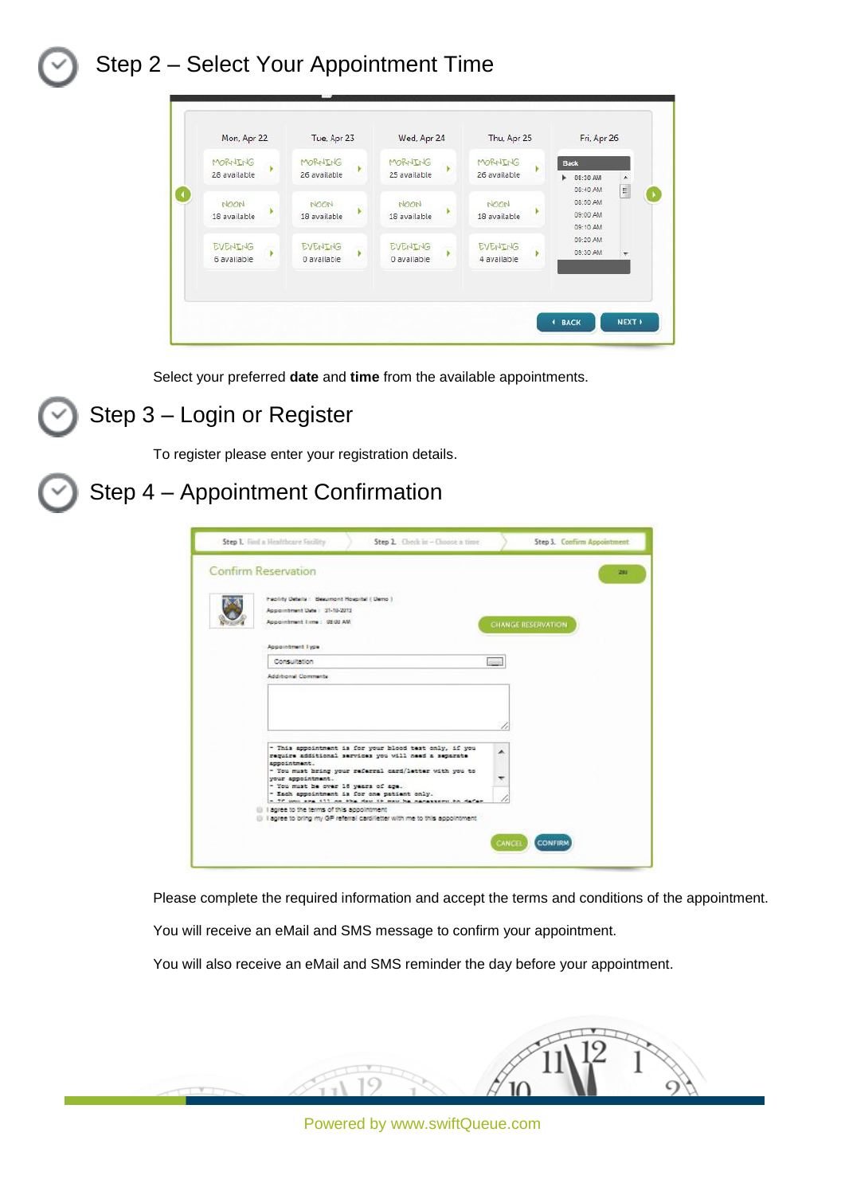# Step 2 – Select Your Appointment Time

Select your preferred **date** and **time** from the available appointments.

# Step 3 – Login or Register

To register please enter your registration details.

# Step 4 – Appointment Confirmation

Please complete the required information and accept the terms and conditions of the appointment.

You will receive an eMail and SMS message to confirm your appointment.

You will also receive an eMail and SMS reminder the day before your appointment.

Powered by www.swiftQueue.com